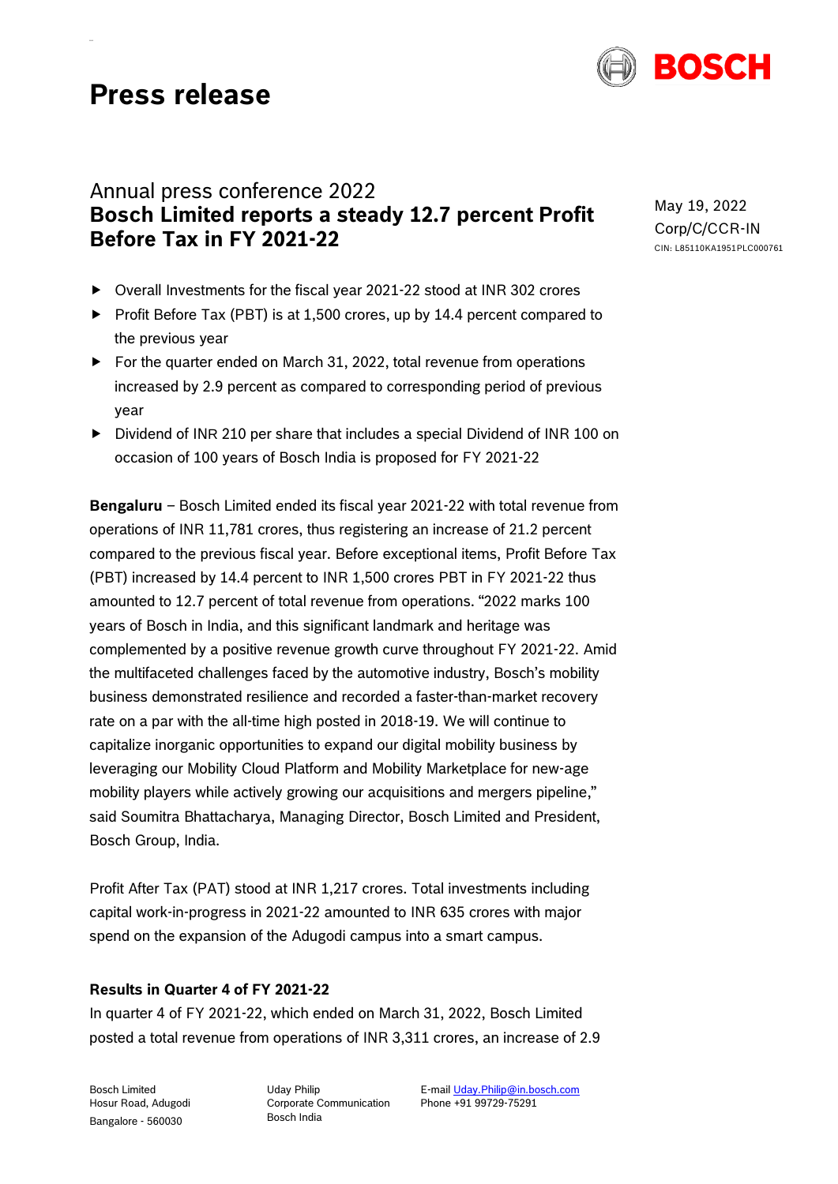# Press release

May 19, 2022
Corp/C/CCR-IN
CIN: L85110KA1951PLC000761

## Annual press conference 2022
## **Bosch Limited reports a steady 12.7 percent Profit Before Tax in FY 2021-22**

- Overall Investments for the fiscal year 2021-22 stood at INR 302 crores
- Profit Before Tax (PBT) is at 1,500 crores, up by 14.4 percent compared to the previous year
- For the quarter ended on March 31, 2022, total revenue from operations increased by 2.9 percent as compared to corresponding period of previous year
- Dividend of INR 210 per share that includes a special Dividend of INR 100 on occasion of 100 years of Bosch India is proposed for FY 2021-22

**Bengaluru** – Bosch Limited ended its fiscal year 2021-22 with total revenue from operations of INR 11,781 crores, thus registering an increase of 21.2 percent compared to the previous fiscal year. Before exceptional items, Profit Before Tax (PBT) increased by 14.4 percent to INR 1,500 crores PBT in FY 2021-22 thus amounted to 12.7 percent of total revenue from operations. "2022 marks 100 years of Bosch in India, and this significant landmark and heritage was complemented by a positive revenue growth curve throughout FY 2021-22. Amid the multifaceted challenges faced by the automotive industry, Bosch's mobility business demonstrated resilience and recorded a faster-than-market recovery rate on a par with the all-time high posted in 2018-19. We will continue to capitalize inorganic opportunities to expand our digital mobility business by leveraging our Mobility Cloud Platform and Mobility Marketplace for new-age mobility players while actively growing our acquisitions and mergers pipeline," said Soumitra Bhattacharya, Managing Director, Bosch Limited and President, Bosch Group, India.

Profit After Tax (PAT) stood at INR 1,217 crores. Total investments including capital work-in-progress in 2021-22 amounted to INR 635 crores with major spend on the expansion of the Adugodi campus into a smart campus.

### Results in Quarter 4 of FY 2021-22

In quarter 4 of FY 2021-22, which ended on March 31, 2022, Bosch Limited posted a total revenue from operations of INR 3,311 crores, an increase of 2.9

Bosch Limited
Hosur Road, Adugodi
Bangalore - 560030

Uday Philip
Corporate Communication
Bosch India

E-mail Uday.Philip@in.bosch.com
Phone +91 99729-75291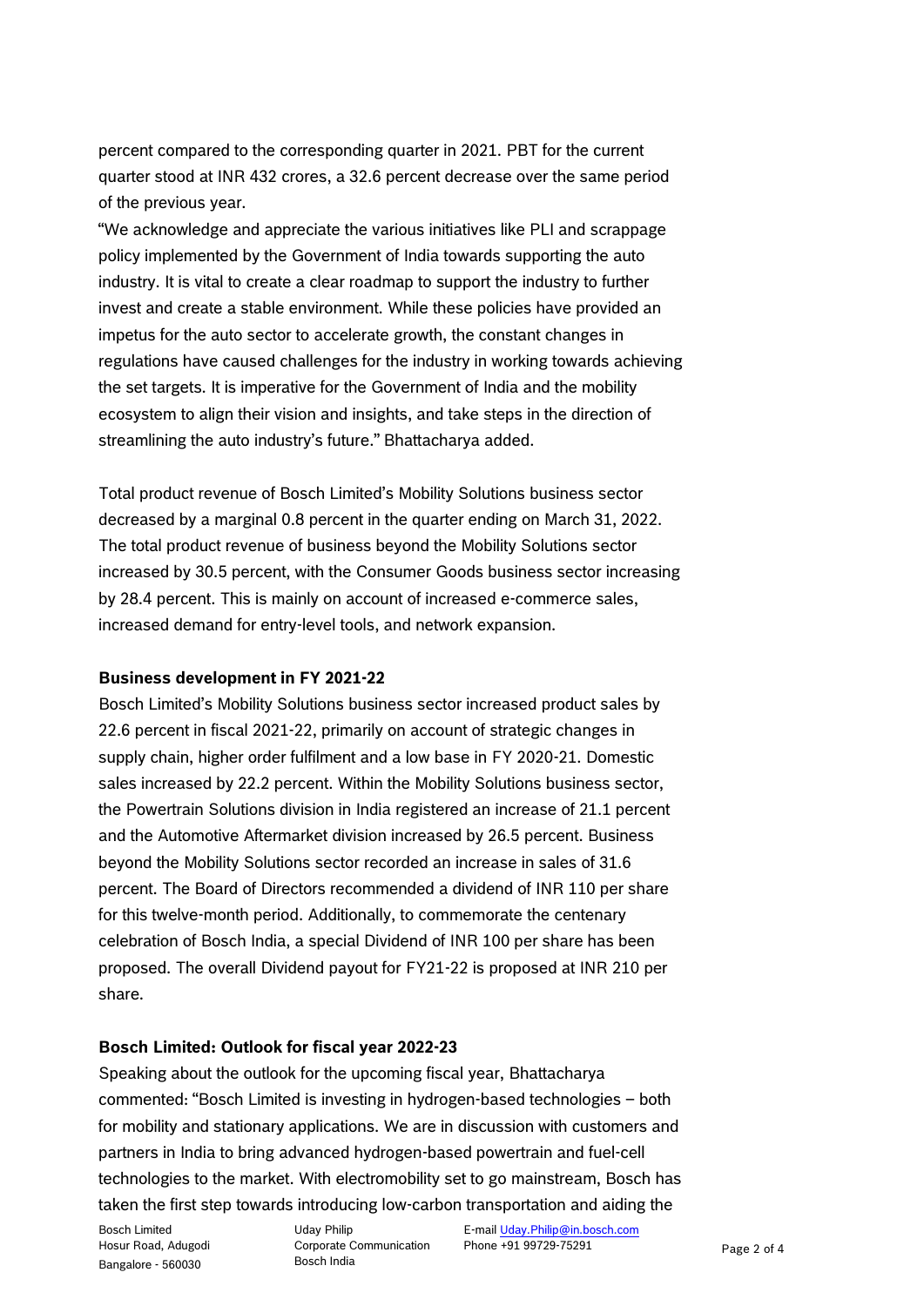percent compared to the corresponding quarter in 2021. PBT for the current quarter stood at INR 432 crores, a 32.6 percent decrease over the same period of the previous year.

"We acknowledge and appreciate the various initiatives like PLI and scrappage policy implemented by the Government of India towards supporting the auto industry. It is vital to create a clear roadmap to support the industry to further invest and create a stable environment. While these policies have provided an impetus for the auto sector to accelerate growth, the constant changes in regulations have caused challenges for the industry in working towards achieving the set targets. It is imperative for the Government of India and the mobility ecosystem to align their vision and insights, and take steps in the direction of streamlining the auto industry's future." Bhattacharya added.

Total product revenue of Bosch Limited's Mobility Solutions business sector decreased by a marginal 0.8 percent in the quarter ending on March 31, 2022. The total product revenue of business beyond the Mobility Solutions sector increased by 30.5 percent, with the Consumer Goods business sector increasing by 28.4 percent. This is mainly on account of increased e-commerce sales, increased demand for entry-level tools, and network expansion.

**Business development in FY 2021-22**

Bosch Limited's Mobility Solutions business sector increased product sales by 22.6 percent in fiscal 2021-22, primarily on account of strategic changes in supply chain, higher order fulfilment and a low base in FY 2020-21. Domestic sales increased by 22.2 percent. Within the Mobility Solutions business sector, the Powertrain Solutions division in India registered an increase of 21.1 percent and the Automotive Aftermarket division increased by 26.5 percent. Business beyond the Mobility Solutions sector recorded an increase in sales of 31.6 percent. The Board of Directors recommended a dividend of INR 110 per share for this twelve-month period. Additionally, to commemorate the centenary celebration of Bosch India, a special Dividend of INR 100 per share has been proposed. The overall Dividend payout for FY21-22 is proposed at INR 210 per share.

**Bosch Limited: Outlook for fiscal year 2022-23**

Speaking about the outlook for the upcoming fiscal year, Bhattacharya commented: "Bosch Limited is investing in hydrogen-based technologies – both for mobility and stationary applications. We are in discussion with customers and partners in India to bring advanced hydrogen-based powertrain and fuel-cell technologies to the market. With electromobility set to go mainstream, Bosch has taken the first step towards introducing low-carbon transportation and aiding the

Bosch Limited
Hosur Road, Adugodi
Bangalore - 560030

Uday Philip
Corporate Communication
Bosch India

E-mail Uday.Philip@in.bosch.com
Phone +91 99729-75291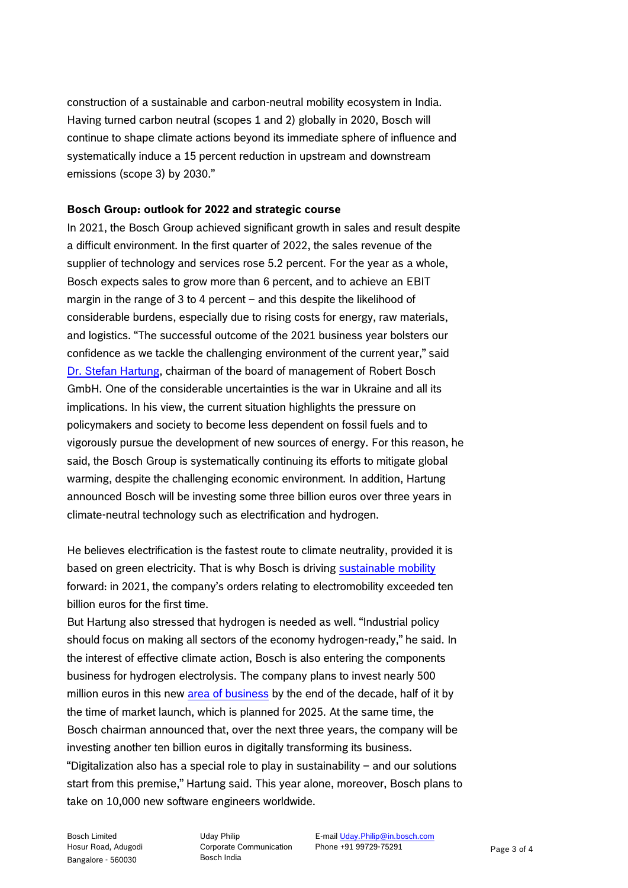construction of a sustainable and carbon-neutral mobility ecosystem in India. Having turned carbon neutral (scopes 1 and 2) globally in 2020, Bosch will continue to shape climate actions beyond its immediate sphere of influence and systematically induce a 15 percent reduction in upstream and downstream emissions (scope 3) by 2030."

**Bosch Group: outlook for 2022 and strategic course**

In 2021, the Bosch Group achieved significant growth in sales and result despite a difficult environment. In the first quarter of 2022, the sales revenue of the supplier of technology and services rose 5.2 percent. For the year as a whole, Bosch expects sales to grow more than 6 percent, and to achieve an EBIT margin in the range of 3 to 4 percent – and this despite the likelihood of considerable burdens, especially due to rising costs for energy, raw materials, and logistics. "The successful outcome of the 2021 business year bolsters our confidence as we tackle the challenging environment of the current year," said Dr. Stefan Hartung, chairman of the board of management of Robert Bosch GmbH. One of the considerable uncertainties is the war in Ukraine and all its implications. In his view, the current situation highlights the pressure on policymakers and society to become less dependent on fossil fuels and to vigorously pursue the development of new sources of energy. For this reason, he said, the Bosch Group is systematically continuing its efforts to mitigate global warming, despite the challenging economic environment. In addition, Hartung announced Bosch will be investing some three billion euros over three years in climate-neutral technology such as electrification and hydrogen.

He believes electrification is the fastest route to climate neutrality, provided it is based on green electricity. That is why Bosch is driving sustainable mobility forward: in 2021, the company's orders relating to electromobility exceeded ten billion euros for the first time.

But Hartung also stressed that hydrogen is needed as well. "Industrial policy should focus on making all sectors of the economy hydrogen-ready," he said. In the interest of effective climate action, Bosch is also entering the components business for hydrogen electrolysis. The company plans to invest nearly 500 million euros in this new area of business by the end of the decade, half of it by the time of market launch, which is planned for 2025. At the same time, the Bosch chairman announced that, over the next three years, the company will be investing another ten billion euros in digitally transforming its business. "Digitalization also has a special role to play in sustainability – and our solutions start from this premise," Hartung said. This year alone, moreover, Bosch plans to take on 10,000 new software engineers worldwide.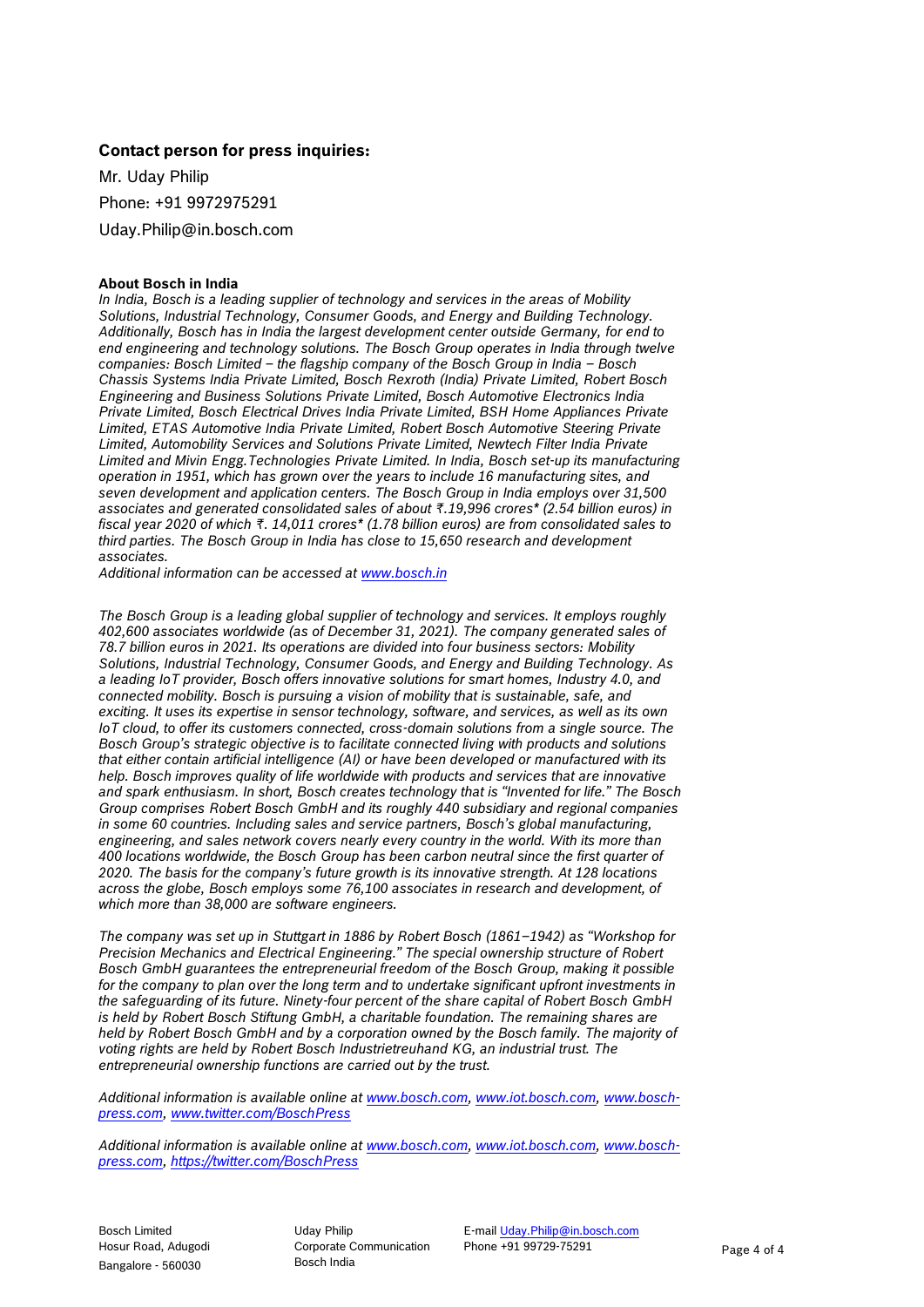**Contact person for press inquiries:**

Mr. Uday Philip

Phone: +91 9972975291

Uday.Philip@in.bosch.com

**About Bosch in India**

*In India, Bosch is a leading supplier of technology and services in the areas of Mobility Solutions, Industrial Technology, Consumer Goods, and Energy and Building Technology. Additionally, Bosch has in India the largest development center outside Germany, for end to end engineering and technology solutions. The Bosch Group operates in India through twelve companies: Bosch Limited – the flagship company of the Bosch Group in India – Bosch Chassis Systems India Private Limited, Bosch Rexroth (India) Private Limited, Robert Bosch Engineering and Business Solutions Private Limited, Bosch Automotive Electronics India Private Limited, Bosch Electrical Drives India Private Limited, BSH Home Appliances Private Limited, ETAS Automotive India Private Limited, Robert Bosch Automotive Steering Private Limited, Automobility Services and Solutions Private Limited, Newtech Filter India Private Limited and Mivin Engg.Technologies Private Limited. In India, Bosch set-up its manufacturing operation in 1951, which has grown over the years to include 16 manufacturing sites, and seven development and application centers. The Bosch Group in India employs over 31,500 associates and generated consolidated sales of about ₹.19,996 crores* (2.54 billion euros) in fiscal year 2020 of which ₹. 14,011 crores* (1.78 billion euros) are from consolidated sales to third parties. The Bosch Group in India has close to 15,650 research and development associates.*

*Additional information can be accessed at [www.bosch.in](www.bosch.in)*

*The Bosch Group is a leading global supplier of technology and services. It employs roughly 402,600 associates worldwide (as of December 31, 2021). The company generated sales of 78.7 billion euros in 2021. Its operations are divided into four business sectors: Mobility Solutions, Industrial Technology, Consumer Goods, and Energy and Building Technology. As a leading IoT provider, Bosch offers innovative solutions for smart homes, Industry 4.0, and connected mobility. Bosch is pursuing a vision of mobility that is sustainable, safe, and exciting. It uses its expertise in sensor technology, software, and services, as well as its own IoT cloud, to offer its customers connected, cross-domain solutions from a single source. The Bosch Group's strategic objective is to facilitate connected living with products and solutions that either contain artificial intelligence (AI) or have been developed or manufactured with its help. Bosch improves quality of life worldwide with products and services that are innovative and spark enthusiasm. In short, Bosch creates technology that is "Invented for life." The Bosch Group comprises Robert Bosch GmbH and its roughly 440 subsidiary and regional companies in some 60 countries. Including sales and service partners, Bosch's global manufacturing, engineering, and sales network covers nearly every country in the world. With its more than 400 locations worldwide, the Bosch Group has been carbon neutral since the first quarter of 2020. The basis for the company's future growth is its innovative strength. At 128 locations across the globe, Bosch employs some 76,100 associates in research and development, of which more than 38,000 are software engineers.*

*The company was set up in Stuttgart in 1886 by Robert Bosch (1861–1942) as "Workshop for Precision Mechanics and Electrical Engineering." The special ownership structure of Robert Bosch GmbH guarantees the entrepreneurial freedom of the Bosch Group, making it possible for the company to plan over the long term and to undertake significant upfront investments in the safeguarding of its future. Ninety-four percent of the share capital of Robert Bosch GmbH is held by Robert Bosch Stiftung GmbH, a charitable foundation. The remaining shares are held by Robert Bosch GmbH and by a corporation owned by the Bosch family. The majority of voting rights are held by Robert Bosch Industrietreuhand KG, an industrial trust. The entrepreneurial ownership functions are carried out by the trust.*

*Additional information is available online at [www.bosch.com](www.bosch.com), [www.iot.bosch.com](www.iot.bosch.com), [www.bosch-press.com](www.bosch-press.com), [www.twitter.com/BoschPress](www.twitter.com/BoschPress)*

*Additional information is available online at [www.bosch.com](www.bosch.com), [www.iot.bosch.com](www.iot.bosch.com), [www.bosch-press.com](www.bosch-press.com), [https://twitter.com/BoschPress](https://twitter.com/BoschPress)*

Bosch Limited
Hosur Road, Adugodi
Bangalore - 560030

Uday Philip
Corporate Communication
Bosch India

E-mail Uday.Philip@in.bosch.com
Phone +91 99729-75291